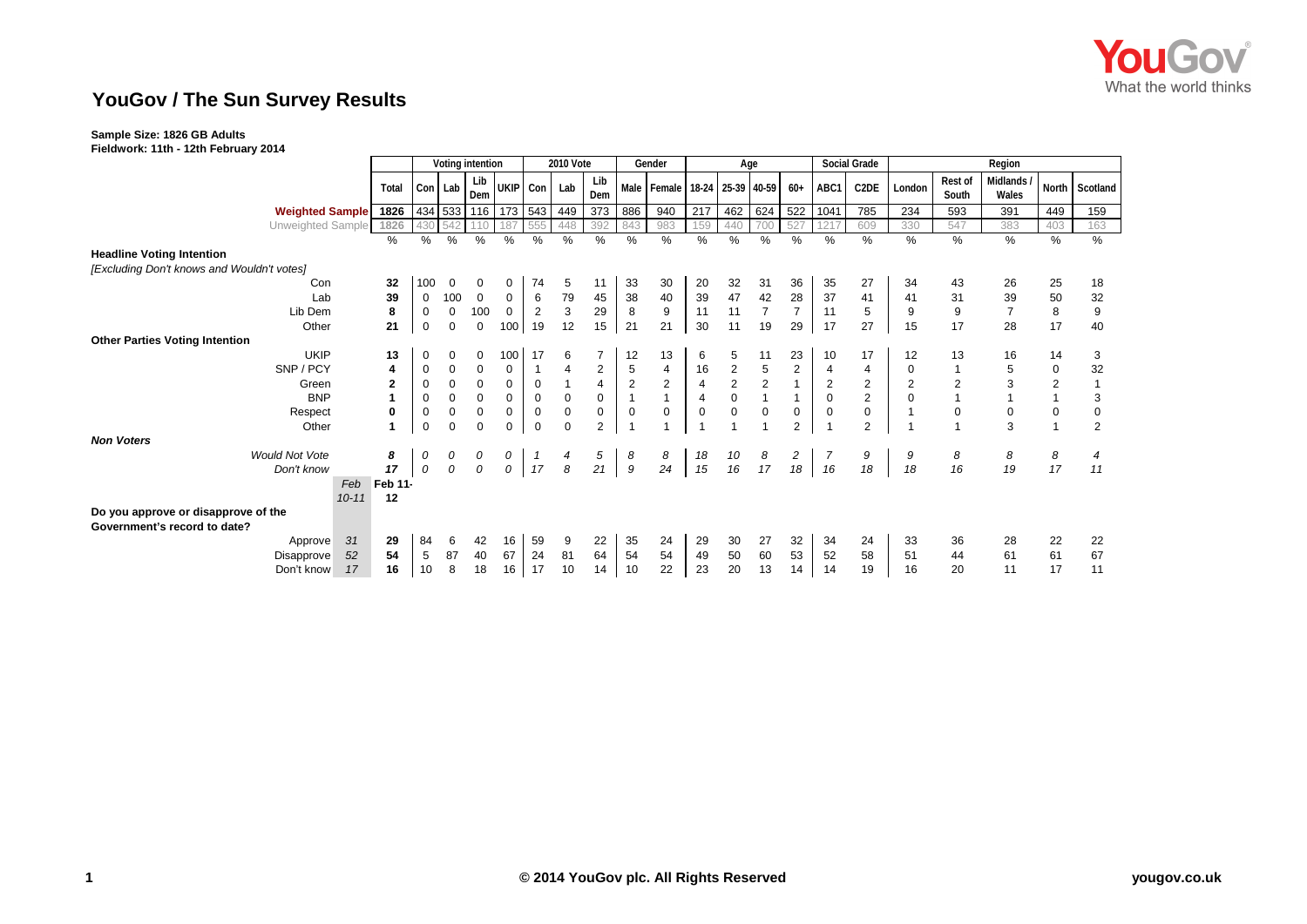# YouGov / The Sun Survey Results

**Sample Size: 1826 GB Adults**
**Fieldwork: 11th - 12th February 2014**

| | | Total | Voting intention | | | | 2010 Vote | | | Gender | | Age | | | | Social Grade | | Region | | | | |
|---|---|---|---|---|---|---|---|---|---|---|---|---|---|---|---|---|---|---|---|---|---|---|
| | | | Con | Lab | Lib Dem | UKIP | Con | Lab | Lib Dem | Male | Female | 18-24 | 25-39 | 40-59 | 60+ | ABC1 | C2DE | London | Rest of South | Midlands / Wales | North | Scotland |
| **Weighted Sample** | | 1826 | 434 | 533 | 116 | 173 | 543 | 449 | 373 | 886 | 940 | 217 | 462 | 624 | 522 | 1041 | 785 | 234 | 593 | 391 | 449 | 159 |
| Unweighted Sample | | 1826 | 430 | 542 | 110 | 187 | 555 | 448 | 392 | 843 | 983 | 159 | 440 | 700 | 527 | 1217 | 609 | 330 | 547 | 383 | 403 | 163 |
| | | % | % | % | % | % | % | % | % | % | % | % | % | % | % | % | % | % | % | % | % | % |
| **Headline Voting Intention** | | | | | | | | | | | | | | | | | | | | | | |
| *[Excluding Don't knows and Wouldn't votes]* | | | | | | | | | | | | | | | | | | | | | | |
| Con | | 32 | 100 | 0 | 0 | 0 | 74 | 5 | 11 | 33 | 30 | 20 | 32 | 31 | 36 | 35 | 27 | 34 | 43 | 26 | 25 | 18 |
| Lab | | 39 | 0 | 100 | 0 | 0 | 6 | 79 | 45 | 38 | 40 | 39 | 47 | 42 | 28 | 37 | 41 | 41 | 31 | 39 | 50 | 32 |
| Lib Dem | | 8 | 0 | 0 | 100 | 0 | 2 | 3 | 29 | 8 | 9 | 11 | 11 | 7 | 7 | 11 | 5 | 9 | 9 | 7 | 8 | 9 |
| Other | | 21 | 0 | 0 | 0 | 100 | 19 | 12 | 15 | 21 | 21 | 30 | 11 | 19 | 29 | 17 | 27 | 15 | 17 | 28 | 17 | 40 |
| **Other Parties Voting Intention** | | | | | | | | | | | | | | | | | | | | | | |
| UKIP | | 13 | 0 | 0 | 0 | 100 | 17 | 6 | 7 | 12 | 13 | 6 | 5 | 11 | 23 | 10 | 17 | 12 | 13 | 16 | 14 | 3 |
| SNP / PCY | | 4 | 0 | 0 | 0 | 0 | 1 | 4 | 2 | 5 | 4 | 16 | 2 | 5 | 2 | 4 | 4 | 0 | 1 | 5 | 0 | 32 |
| Green | | 2 | 0 | 0 | 0 | 0 | 0 | 1 | 4 | 2 | 2 | 4 | 2 | 2 | 1 | 2 | 2 | 2 | 2 | 3 | 2 | 1 |
| BNP | | 1 | 0 | 0 | 0 | 0 | 0 | 0 | 0 | 1 | 1 | 4 | 0 | 1 | 1 | 0 | 2 | 0 | 1 | 1 | 1 | 3 |
| Respect | | 0 | 0 | 0 | 0 | 0 | 0 | 0 | 0 | 0 | 0 | 0 | 0 | 0 | 0 | 0 | 0 | 1 | 0 | 0 | 0 | 0 |
| Other | | 1 | 0 | 0 | 0 | 0 | 0 | 0 | 2 | 1 | 1 | 1 | 1 | 1 | 2 | 1 | 2 | 1 | 1 | 3 | 1 | 2 |
| ***Non Voters*** | | | | | | | | | | | | | | | | | | | | | | |
| *Would Not Vote* | | *8* | *0* | *0* | *0* | *0* | *1* | *4* | *5* | *8* | *8* | *18* | *10* | *8* | *2* | *7* | *9* | *9* | *8* | *8* | *8* | *4* |
| *Don't know* | | *17* | *0* | *0* | *0* | *0* | *17* | *8* | *21* | *9* | *24* | *15* | *16* | *17* | *18* | *16* | *18* | *18* | *16* | *19* | *17* | *11* |
| | *Feb 10-11* | **Feb 11-12** | | | | | | | | | | | | | | | | | | | | |
| **Do you approve or disapprove of the Government's record to date?** | | | | | | | | | | | | | | | | | | | | | | |
| Approve | 31 | 29 | 84 | 6 | 42 | 16 | 59 | 9 | 22 | 35 | 24 | 29 | 30 | 27 | 32 | 34 | 24 | 33 | 36 | 28 | 22 | 22 |
| Disapprove | 52 | 54 | 5 | 87 | 40 | 67 | 24 | 81 | 64 | 54 | 54 | 49 | 50 | 60 | 53 | 52 | 58 | 51 | 44 | 61 | 61 | 67 |
| Don't know | 17 | 16 | 10 | 8 | 18 | 16 | 17 | 10 | 14 | 10 | 22 | 23 | 20 | 13 | 14 | 14 | 19 | 16 | 20 | 11 | 17 | 11 |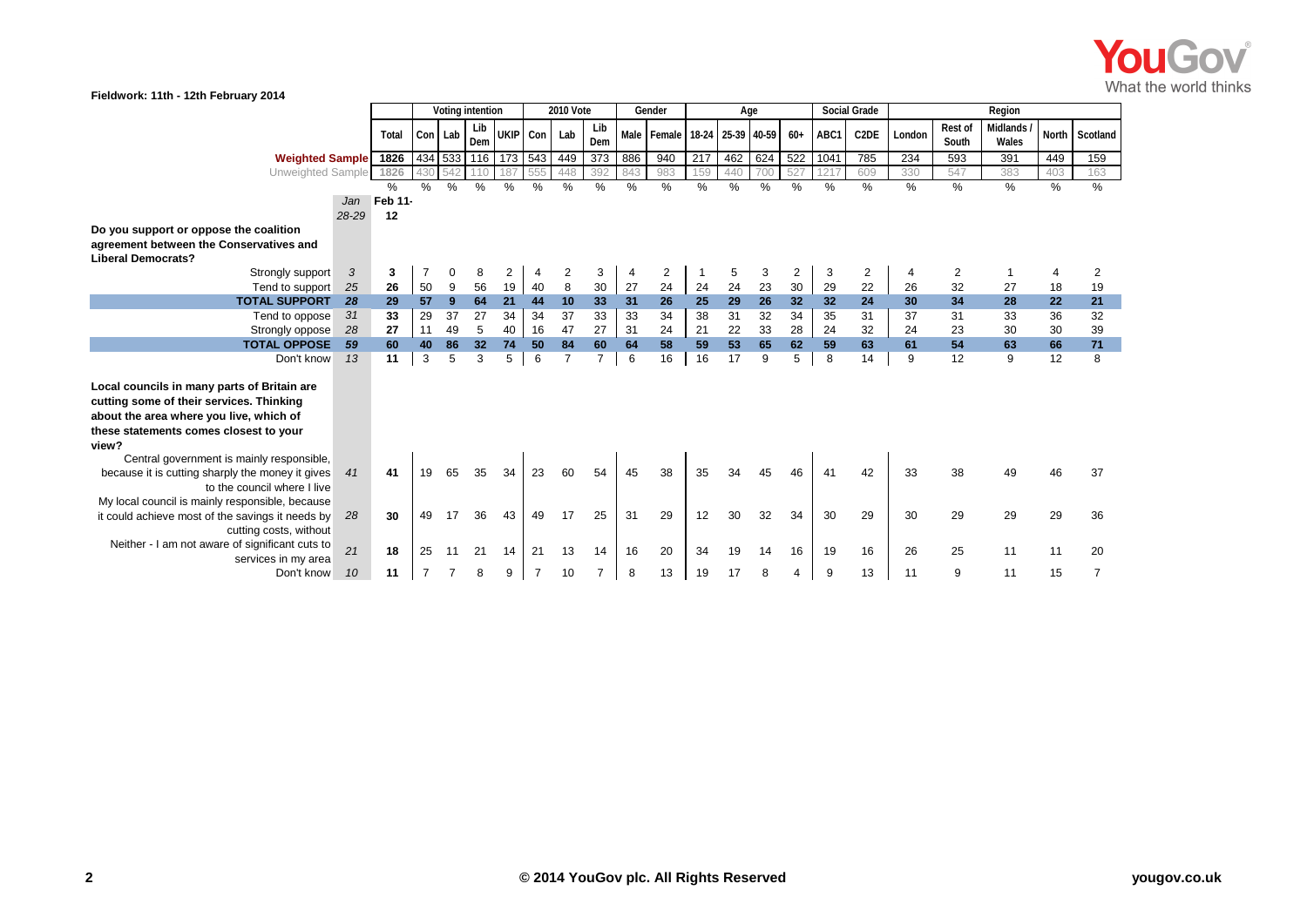Fieldwork: 11th - 12th February 2014

| | Jan 28-29 | Total Feb 11-12 | Voting intention: Con | Voting intention: Lab | Voting intention: Lib Dem | Voting intention: UKIP | 2010 Vote: Con | 2010 Vote: Lab | 2010 Vote: Lib Dem | Gender: Male | Gender: Female | Age: 18-24 | Age: 25-39 | Age: 40-59 | Age: 60+ | Social Grade: ABC1 | Social Grade: C2DE | Region: London | Region: Rest of South | Region: Midlands / Wales | Region: North | Region: Scotland |
|---|---|---|---|---|---|---|---|---|---|---|---|---|---|---|---|---|---|---|---|---|---|---|
| **Weighted Sample** | | 1826 | 434 | 533 | 116 | 173 | 543 | 449 | 373 | 886 | 940 | 217 | 462 | 624 | 522 | 1041 | 785 | 234 | 593 | 391 | 449 | 159 |
| Unweighted Sample | | 1826 | 430 | 542 | 110 | 187 | 555 | 448 | 392 | 843 | 983 | 159 | 440 | 700 | 527 | 1217 | 609 | 330 | 547 | 383 | 403 | 163 |
| | | % | % | % | % | % | % | % | % | % | % | % | % | % | % | % | % | % | % | % | % | % |
| **Do you support or oppose the coalition agreement between the Conservatives and Liberal Democrats?** | | | | | | | | | | | | | | | | | | | | | | |
| Strongly support | 3 | 3 | 7 | 0 | 8 | 2 | 4 | 2 | 3 | 4 | 2 | 1 | 5 | 3 | 2 | 3 | 2 | 4 | 2 | 1 | 4 | 2 |
| Tend to support | 25 | 26 | 50 | 9 | 56 | 19 | 40 | 8 | 30 | 27 | 24 | 24 | 24 | 23 | 30 | 29 | 22 | 26 | 32 | 27 | 18 | 19 |
| **TOTAL SUPPORT** | **28** | **29** | **57** | **9** | **64** | **21** | **44** | **10** | **33** | **31** | **26** | **25** | **29** | **26** | **32** | **32** | **24** | **30** | **34** | **28** | **22** | **21** |
| Tend to oppose | 31 | 33 | 29 | 37 | 27 | 34 | 34 | 37 | 33 | 33 | 34 | 38 | 31 | 32 | 34 | 35 | 31 | 37 | 31 | 33 | 36 | 32 |
| Strongly oppose | 28 | 27 | 11 | 49 | 5 | 40 | 16 | 47 | 27 | 31 | 24 | 21 | 22 | 33 | 28 | 24 | 32 | 24 | 23 | 30 | 30 | 39 |
| **TOTAL OPPOSE** | **59** | **60** | **40** | **86** | **32** | **74** | **50** | **84** | **60** | **64** | **58** | **59** | **53** | **65** | **62** | **59** | **63** | **61** | **54** | **63** | **66** | **71** |
| Don't know | 13 | 11 | 3 | 5 | 3 | 5 | 6 | 7 | 7 | 6 | 16 | 16 | 17 | 9 | 5 | 8 | 14 | 9 | 12 | 9 | 12 | 8 |
| **Local councils in many parts of Britain are cutting some of their services. Thinking about the area where you live, which of these statements comes closest to your view?** | | | | | | | | | | | | | | | | | | | | | | |
| Central government is mainly responsible, because it is cutting sharply the money it gives to the council where I live | 41 | 41 | 19 | 65 | 35 | 34 | 23 | 60 | 54 | 45 | 38 | 35 | 34 | 45 | 46 | 41 | 42 | 33 | 38 | 49 | 46 | 37 |
| My local council is mainly responsible, because it could achieve most of the savings it needs by cutting costs, without | 28 | 30 | 49 | 17 | 36 | 43 | 49 | 17 | 25 | 31 | 29 | 12 | 30 | 32 | 34 | 30 | 29 | 30 | 29 | 29 | 29 | 36 |
| Neither - I am not aware of significant cuts to services in my area | 21 | 18 | 25 | 11 | 21 | 14 | 21 | 13 | 14 | 16 | 20 | 34 | 19 | 14 | 16 | 19 | 16 | 26 | 25 | 11 | 11 | 20 |
| Don't know | 10 | 11 | 7 | 7 | 8 | 9 | 7 | 10 | 7 | 8 | 13 | 19 | 17 | 8 | 4 | 9 | 13 | 11 | 9 | 11 | 15 | 7 |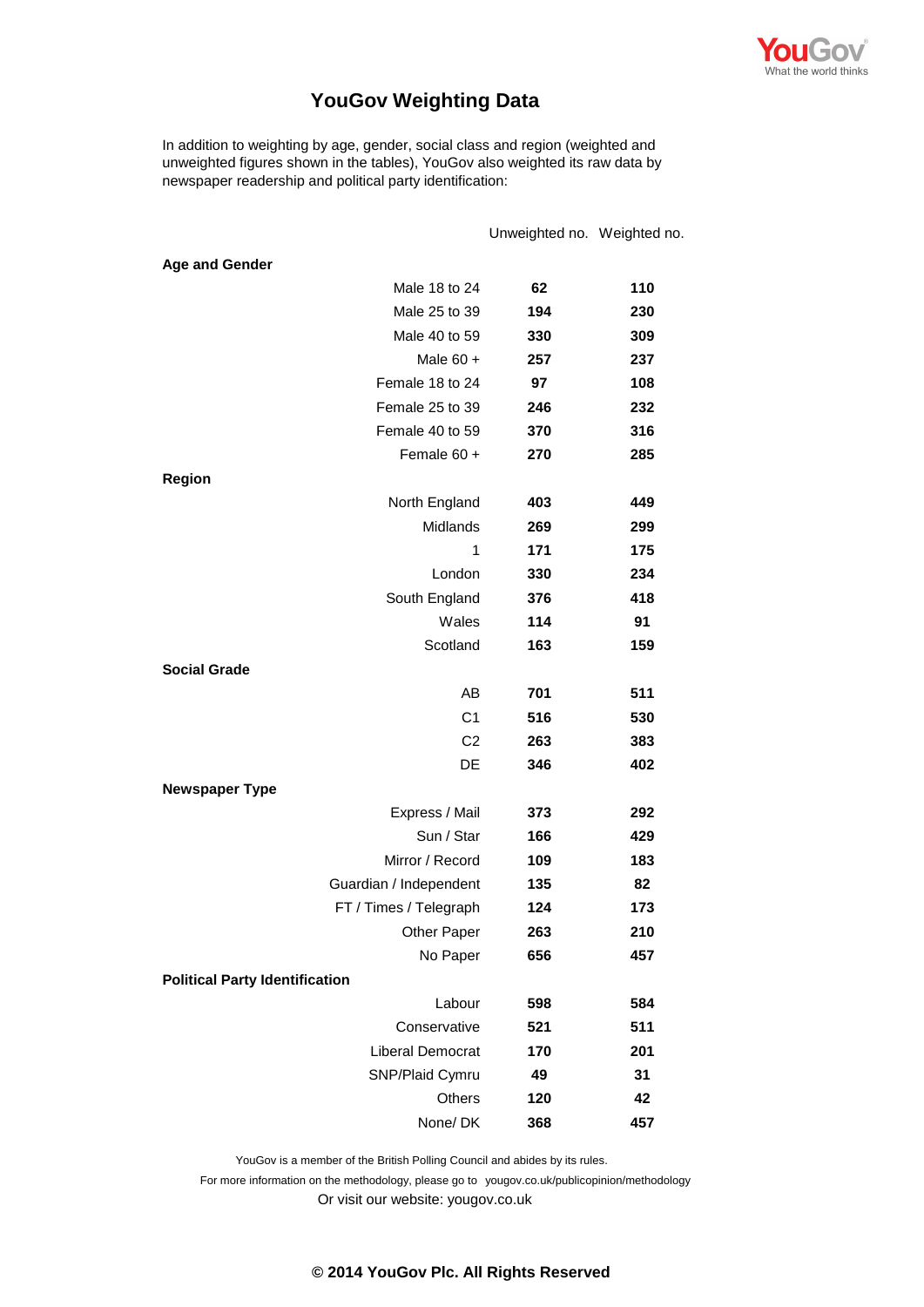# YouGov Weighting Data

In addition to weighting by age, gender, social class and region (weighted and unweighted figures shown in the tables), YouGov also weighted its raw data by newspaper readership and political party identification:

| | | Unweighted no. | Weighted no. |
|---|---|---|---|
| **Age and Gender** | | | |
| | Male 18 to 24 | **62** | **110** |
| | Male 25 to 39 | **194** | **230** |
| | Male 40 to 59 | **330** | **309** |
| | Male 60 + | **257** | **237** |
| | Female 18 to 24 | **97** | **108** |
| | Female 25 to 39 | **246** | **232** |
| | Female 40 to 59 | **370** | **316** |
| | Female 60 + | **270** | **285** |
| **Region** | | | |
| | North England | **403** | **449** |
| | Midlands | **269** | **299** |
| | 1 | **171** | **175** |
| | London | **330** | **234** |
| | South England | **376** | **418** |
| | Wales | **114** | **91** |
| | Scotland | **163** | **159** |
| **Social Grade** | | | |
| | AB | **701** | **511** |
| | C1 | **516** | **530** |
| | C2 | **263** | **383** |
| | DE | **346** | **402** |
| **Newspaper Type** | | | |
| | Express / Mail | **373** | **292** |
| | Sun / Star | **166** | **429** |
| | Mirror / Record | **109** | **183** |
| | Guardian / Independent | **135** | **82** |
| | FT / Times / Telegraph | **124** | **173** |
| | Other Paper | **263** | **210** |
| | No Paper | **656** | **457** |
| **Political Party Identification** | | | |
| | Labour | **598** | **584** |
| | Conservative | **521** | **511** |
| | Liberal Democrat | **170** | **201** |
| | SNP/Plaid Cymru | **49** | **31** |
| | Others | **120** | **42** |
| | None/ DK | **368** | **457** |

YouGov is a member of the British Polling Council and abides by its rules.

For more information on the methodology, please go to yougov.co.uk/publicopinion/methodology

Or visit our website: yougov.co.uk

**© 2014 YouGov Plc. All Rights Reserved**